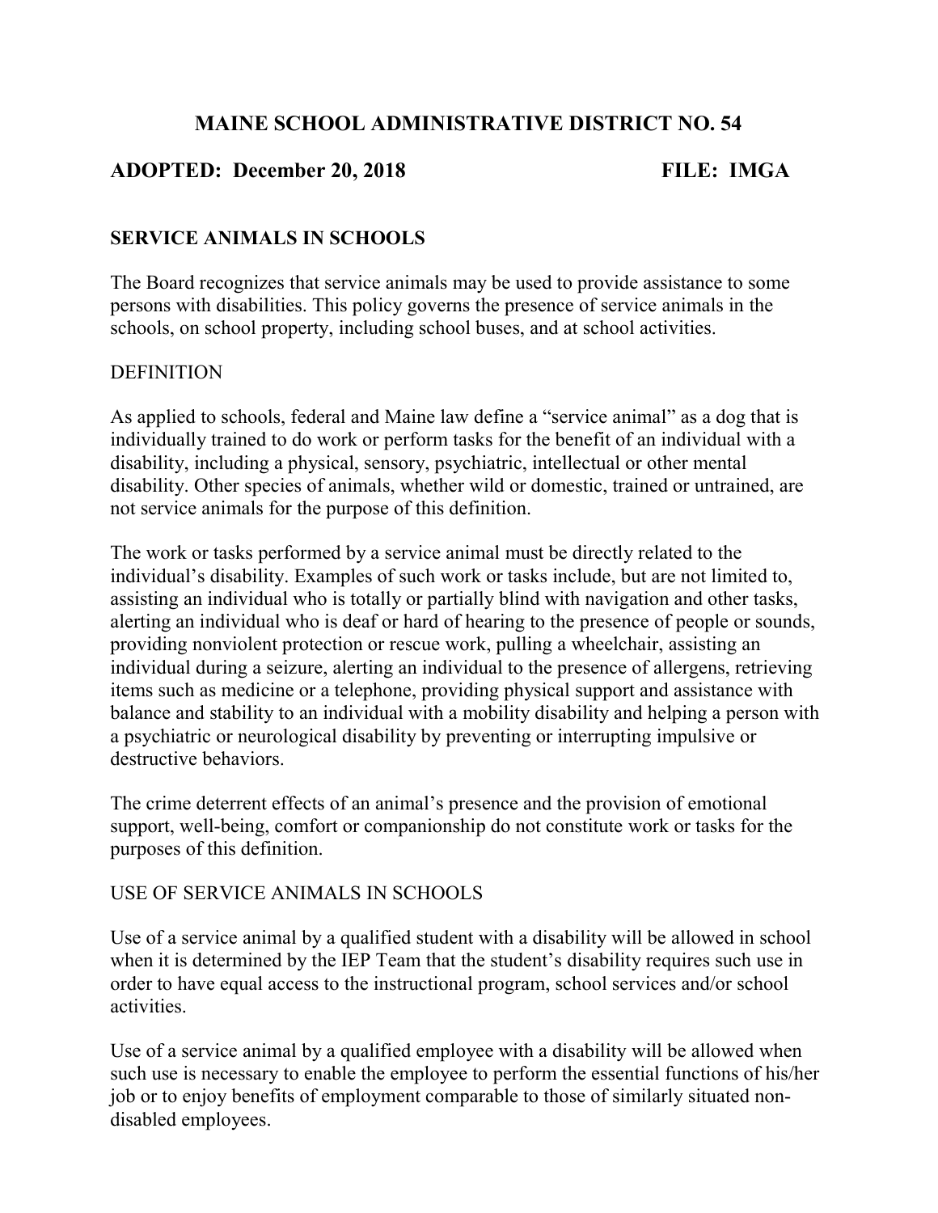# MAINE SCHOOL ADMINISTRATIVE DISTRICT NO. 54

**ADOPTED: December 20, 2018** **FILE: IMGA**

## SERVICE ANIMALS IN SCHOOLS

The Board recognizes that service animals may be used to provide assistance to some persons with disabilities. This policy governs the presence of service animals in the schools, on school property, including school buses, and at school activities.

### DEFINITION

As applied to schools, federal and Maine law define a "service animal" as a dog that is individually trained to do work or perform tasks for the benefit of an individual with a disability, including a physical, sensory, psychiatric, intellectual or other mental disability. Other species of animals, whether wild or domestic, trained or untrained, are not service animals for the purpose of this definition.

The work or tasks performed by a service animal must be directly related to the individual's disability. Examples of such work or tasks include, but are not limited to, assisting an individual who is totally or partially blind with navigation and other tasks, alerting an individual who is deaf or hard of hearing to the presence of people or sounds, providing nonviolent protection or rescue work, pulling a wheelchair, assisting an individual during a seizure, alerting an individual to the presence of allergens, retrieving items such as medicine or a telephone, providing physical support and assistance with balance and stability to an individual with a mobility disability and helping a person with a psychiatric or neurological disability by preventing or interrupting impulsive or destructive behaviors.

The crime deterrent effects of an animal's presence and the provision of emotional support, well-being, comfort or companionship do not constitute work or tasks for the purposes of this definition.

### USE OF SERVICE ANIMALS IN SCHOOLS

Use of a service animal by a qualified student with a disability will be allowed in school when it is determined by the IEP Team that the student's disability requires such use in order to have equal access to the instructional program, school services and/or school activities.

Use of a service animal by a qualified employee with a disability will be allowed when such use is necessary to enable the employee to perform the essential functions of his/her job or to enjoy benefits of employment comparable to those of similarly situated non-disabled employees.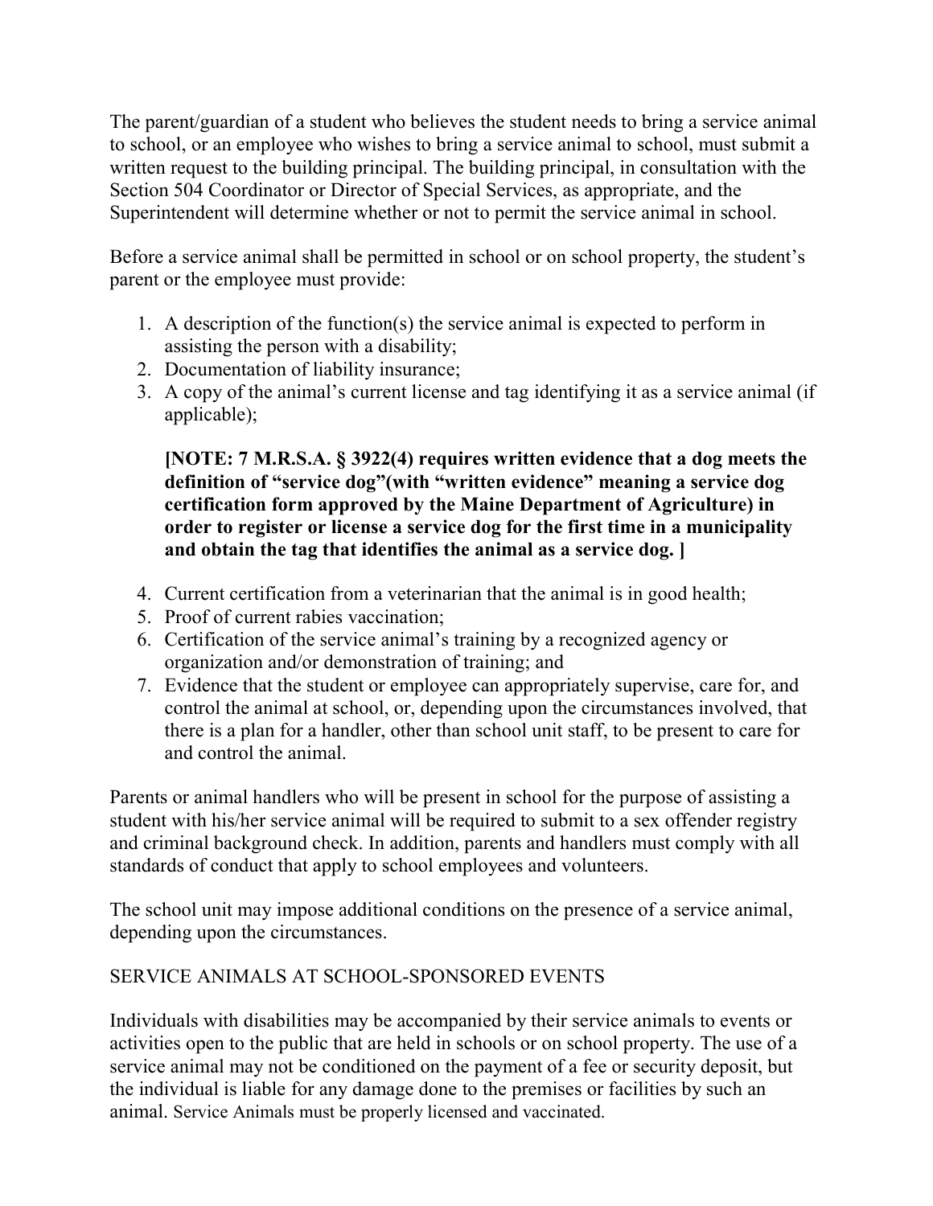The parent/guardian of a student who believes the student needs to bring a service animal to school, or an employee who wishes to bring a service animal to school, must submit a written request to the building principal. The building principal, in consultation with the Section 504 Coordinator or Director of Special Services, as appropriate, and the Superintendent will determine whether or not to permit the service animal in school.

Before a service animal shall be permitted in school or on school property, the student's parent or the employee must provide:

1. A description of the function(s) the service animal is expected to perform in assisting the person with a disability;
2. Documentation of liability insurance;
3. A copy of the animal's current license and tag identifying it as a service animal (if applicable);

   **[NOTE: 7 M.R.S.A. § 3922(4) requires written evidence that a dog meets the definition of "service dog"(with "written evidence" meaning a service dog certification form approved by the Maine Department of Agriculture) in order to register or license a service dog for the first time in a municipality and obtain the tag that identifies the animal as a service dog. ]**

4. Current certification from a veterinarian that the animal is in good health;
5. Proof of current rabies vaccination;
6. Certification of the service animal's training by a recognized agency or organization and/or demonstration of training; and
7. Evidence that the student or employee can appropriately supervise, care for, and control the animal at school, or, depending upon the circumstances involved, that there is a plan for a handler, other than school unit staff, to be present to care for and control the animal.

Parents or animal handlers who will be present in school for the purpose of assisting a student with his/her service animal will be required to submit to a sex offender registry and criminal background check. In addition, parents and handlers must comply with all standards of conduct that apply to school employees and volunteers.

The school unit may impose additional conditions on the presence of a service animal, depending upon the circumstances.

## SERVICE ANIMALS AT SCHOOL-SPONSORED EVENTS

Individuals with disabilities may be accompanied by their service animals to events or activities open to the public that are held in schools or on school property. The use of a service animal may not be conditioned on the payment of a fee or security deposit, but the individual is liable for any damage done to the premises or facilities by such an animal. Service Animals must be properly licensed and vaccinated.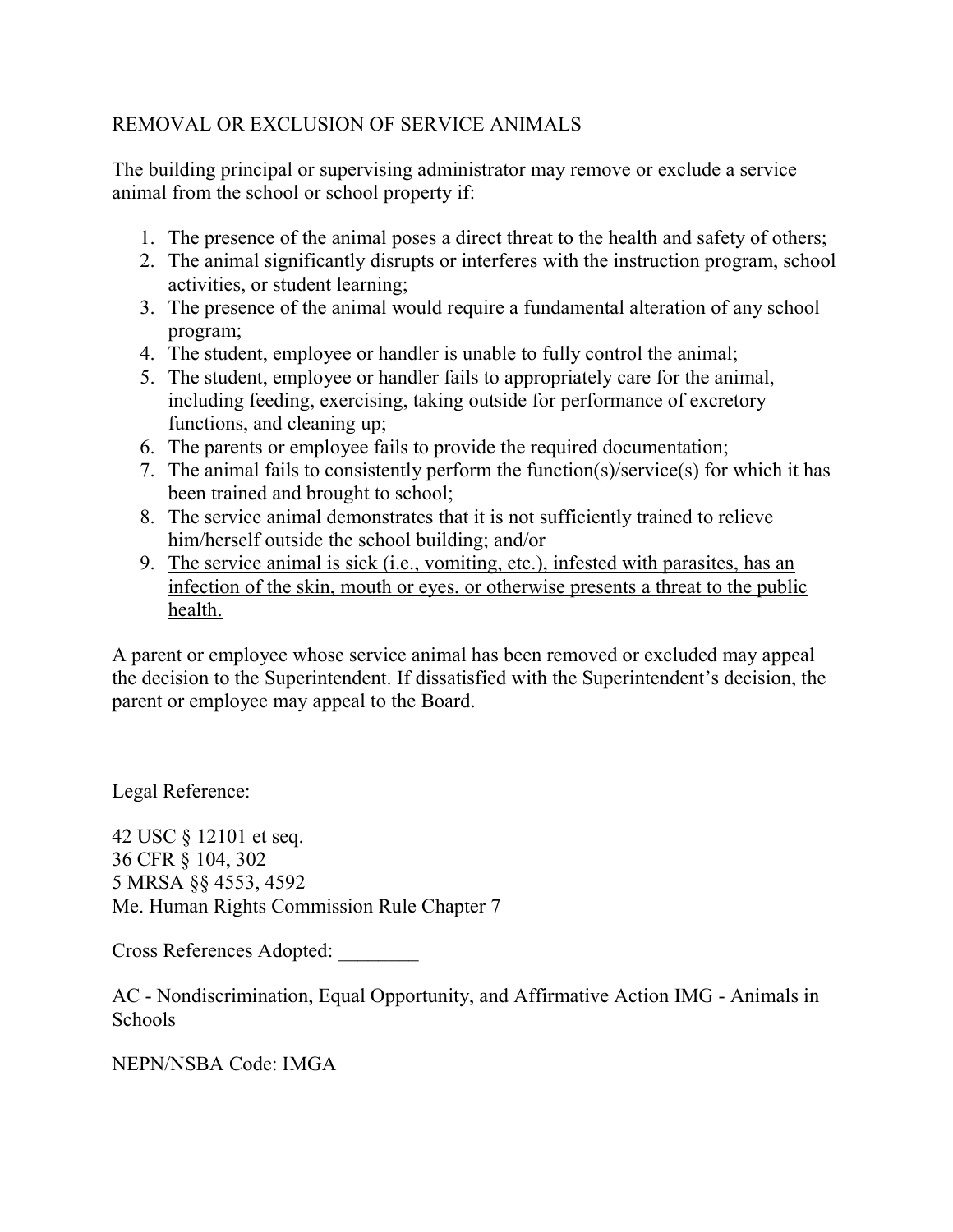REMOVAL OR EXCLUSION OF SERVICE ANIMALS

The building principal or supervising administrator may remove or exclude a service animal from the school or school property if:

1. The presence of the animal poses a direct threat to the health and safety of others;
2. The animal significantly disrupts or interferes with the instruction program, school activities, or student learning;
3. The presence of the animal would require a fundamental alteration of any school program;
4. The student, employee or handler is unable to fully control the animal;
5. The student, employee or handler fails to appropriately care for the animal, including feeding, exercising, taking outside for performance of excretory functions, and cleaning up;
6. The parents or employee fails to provide the required documentation;
7. The animal fails to consistently perform the function(s)/service(s) for which it has been trained and brought to school;
8. <u>The service animal demonstrates that it is not sufficiently trained to relieve him/herself outside the school building; and/or</u>
9. <u>The service animal is sick (i.e., vomiting, etc.), infested with parasites, has an infection of the skin, mouth or eyes, or otherwise presents a threat to the public health.</u>

A parent or employee whose service animal has been removed or excluded may appeal the decision to the Superintendent. If dissatisfied with the Superintendent's decision, the parent or employee may appeal to the Board.

Legal Reference:

42 USC § 12101 et seq.
36 CFR § 104, 302
5 MRSA §§ 4553, 4592
Me. Human Rights Commission Rule Chapter 7

Cross References Adopted: ________

AC - Nondiscrimination, Equal Opportunity, and Affirmative Action IMG - Animals in Schools

NEPN/NSBA Code: IMGA